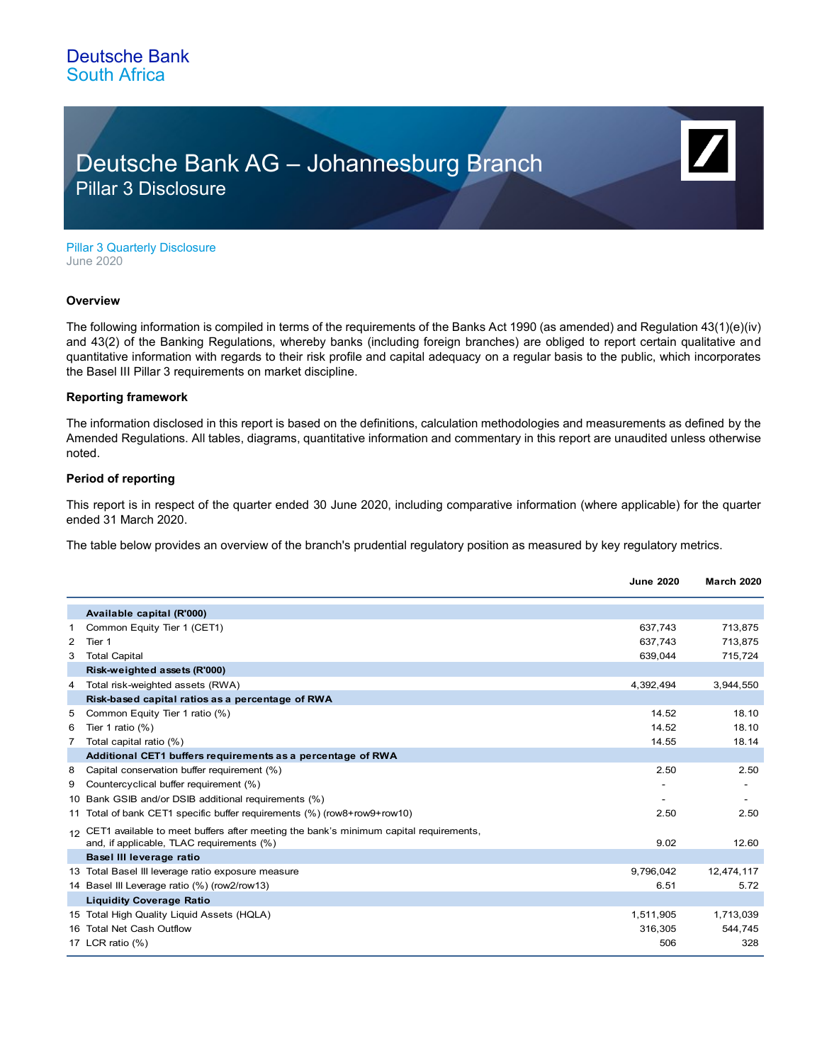Deutsche Bank
South Africa

# Deutsche Bank AG – Johannesburg Branch

## Pillar 3 Disclosure

Pillar 3 Quarterly Disclosure
June 2020

### Overview

The following information is compiled in terms of the requirements of the Banks Act 1990 (as amended) and Regulation 43(1)(e)(iv) and 43(2) of the Banking Regulations, whereby banks (including foreign branches) are obliged to report certain qualitative and quantitative information with regards to their risk profile and capital adequacy on a regular basis to the public, which incorporates the Basel III Pillar 3 requirements on market discipline.

### Reporting framework

The information disclosed in this report is based on the definitions, calculation methodologies and measurements as defined by the Amended Regulations. All tables, diagrams, quantitative information and commentary in this report are unaudited unless otherwise noted.

### Period of reporting

This report is in respect of the quarter ended 30 June 2020, including comparative information (where applicable) for the quarter ended 31 March 2020.

The table below provides an overview of the branch's prudential regulatory position as measured by key regulatory metrics.

| | | June 2020 | March 2020 |
|---|---|---|---|
| | **Available capital (R'000)** | | |
| 1 | Common Equity Tier 1 (CET1) | 637,743 | 713,875 |
| 2 | Tier 1 | 637,743 | 713,875 |
| 3 | Total Capital | 639,044 | 715,724 |
| | **Risk-weighted assets (R'000)** | | |
| 4 | Total risk-weighted assets (RWA) | 4,392,494 | 3,944,550 |
| | **Risk-based capital ratios as a percentage of RWA** | | |
| 5 | Common Equity Tier 1 ratio (%) | 14.52 | 18.10 |
| 6 | Tier 1 ratio (%) | 14.52 | 18.10 |
| 7 | Total capital ratio (%) | 14.55 | 18.14 |
| | **Additional CET1 buffers requirements as a percentage of RWA** | | |
| 8 | Capital conservation buffer requirement (%) | 2.50 | 2.50 |
| 9 | Countercyclical buffer requirement (%) | - | - |
| 10 | Bank GSIB and/or DSIB additional requirements (%) | - | - |
| 11 | Total of bank CET1 specific buffer requirements (%) (row8+row9+row10) | 2.50 | 2.50 |
| 12 | CET1 available to meet buffers after meeting the bank's minimum capital requirements, and, if applicable, TLAC requirements (%) | 9.02 | 12.60 |
| | **Basel III leverage ratio** | | |
| 13 | Total Basel III leverage ratio exposure measure | 9,796,042 | 12,474,117 |
| 14 | Basel III Leverage ratio (%) (row2/row13) | 6.51 | 5.72 |
| | **Liquidity Coverage Ratio** | | |
| 15 | Total High Quality Liquid Assets (HQLA) | 1,511,905 | 1,713,039 |
| 16 | Total Net Cash Outflow | 316,305 | 544,745 |
| 17 | LCR ratio (%) | 506 | 328 |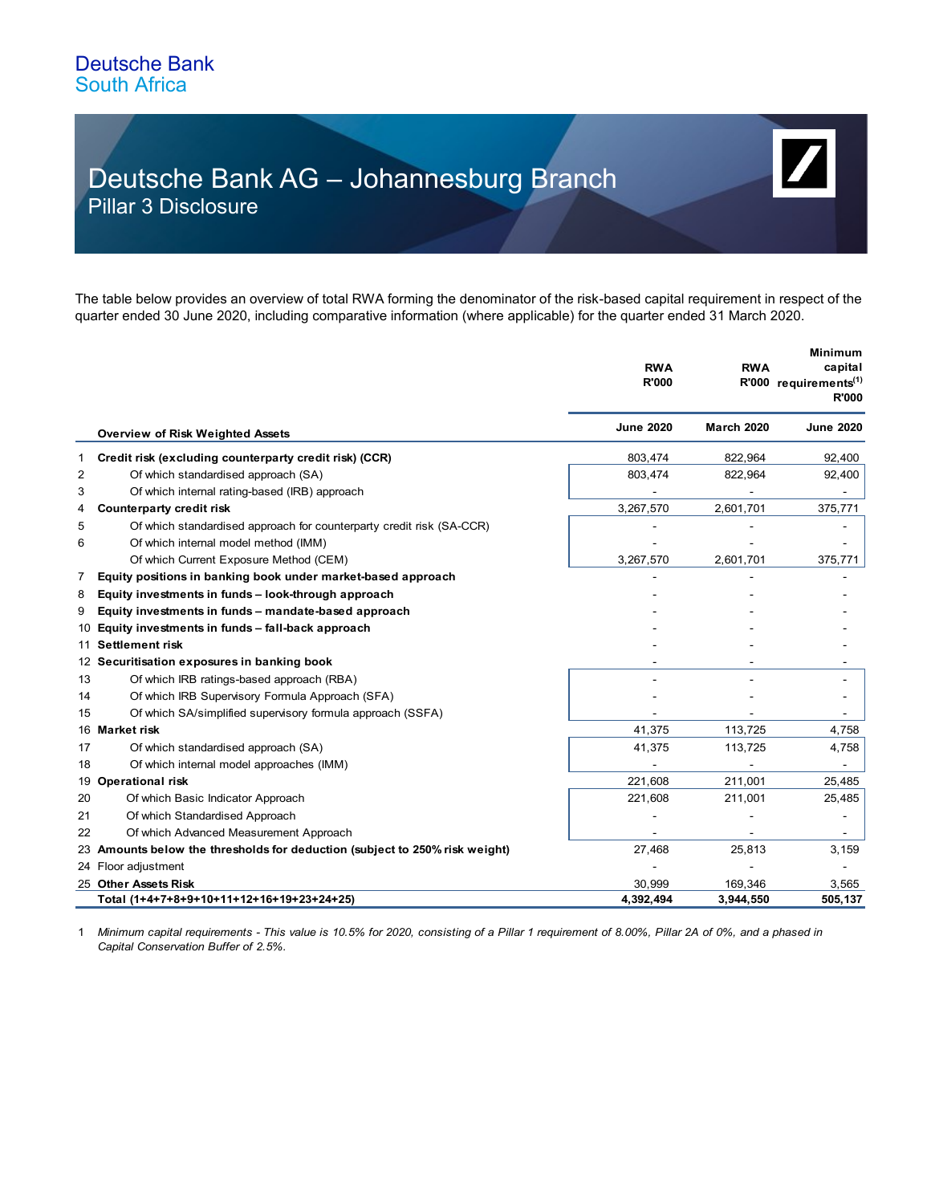Deutsche Bank
South Africa

# Deutsche Bank AG – Johannesburg Branch

## Pillar 3 Disclosure

The table below provides an overview of total RWA forming the denominator of the risk-based capital requirement in respect of the quarter ended 30 June 2020, including comparative information (where applicable) for the quarter ended 31 March 2020.

| | | RWA R'000 | RWA R'000 | Minimum capital requirements[(1)] R'000 |
|---|---|---|---|---|
| | **Overview of Risk Weighted Assets** | **June 2020** | **March 2020** | **June 2020** |
| 1 | **Credit risk (excluding counterparty credit risk) (CCR)** | 803,474 | 822,964 | 92,400 |
| 2 | Of which standardised approach (SA) | 803,474 | 822,964 | 92,400 |
| 3 | Of which internal rating-based (IRB) approach | - | - | - |
| 4 | **Counterparty credit risk** | 3,267,570 | 2,601,701 | 375,771 |
| 5 | Of which standardised approach for counterparty credit risk (SA-CCR) | - | - | - |
| 6 | Of which internal model method (IMM) | - | - | - |
| | Of which Current Exposure Method (CEM) | 3,267,570 | 2,601,701 | 375,771 |
| 7 | **Equity positions in banking book under market-based approach** | - | - | - |
| 8 | **Equity investments in funds – look-through approach** | - | - | - |
| 9 | **Equity investments in funds – mandate-based approach** | - | - | - |
| 10 | **Equity investments in funds – fall-back approach** | - | - | - |
| 11 | **Settlement risk** | - | - | - |
| 12 | **Securitisation exposures in banking book** | - | - | - |
| 13 | Of which IRB ratings-based approach (RBA) | - | - | - |
| 14 | Of which IRB Supervisory Formula Approach (SFA) | - | - | - |
| 15 | Of which SA/simplified supervisory formula approach (SSFA) | - | - | - |
| 16 | **Market risk** | 41,375 | 113,725 | 4,758 |
| 17 | Of which standardised approach (SA) | 41,375 | 113,725 | 4,758 |
| 18 | Of which internal model approaches (IMM) | - | - | - |
| 19 | **Operational risk** | 221,608 | 211,001 | 25,485 |
| 20 | Of which Basic Indicator Approach | 221,608 | 211,001 | 25,485 |
| 21 | Of which Standardised Approach | - | - | - |
| 22 | Of which Advanced Measurement Approach | - | - | - |
| 23 | **Amounts below the thresholds for deduction (subject to 250% risk weight)** | 27,468 | 25,813 | 3,159 |
| 24 | Floor adjustment | - | - | - |
| 25 | **Other Assets Risk** | 30,999 | 169,346 | 3,565 |
| | **Total (1+4+7+8+9+10+11+12+16+19+23+24+25)** | **4,392,494** | **3,944,550** | **505,137** |

1 *Minimum capital requirements - This value is 10.5% for 2020, consisting of a Pillar 1 requirement of 8.00%, Pillar 2A of 0%, and a phased in Capital Conservation Buffer of 2.5%.*